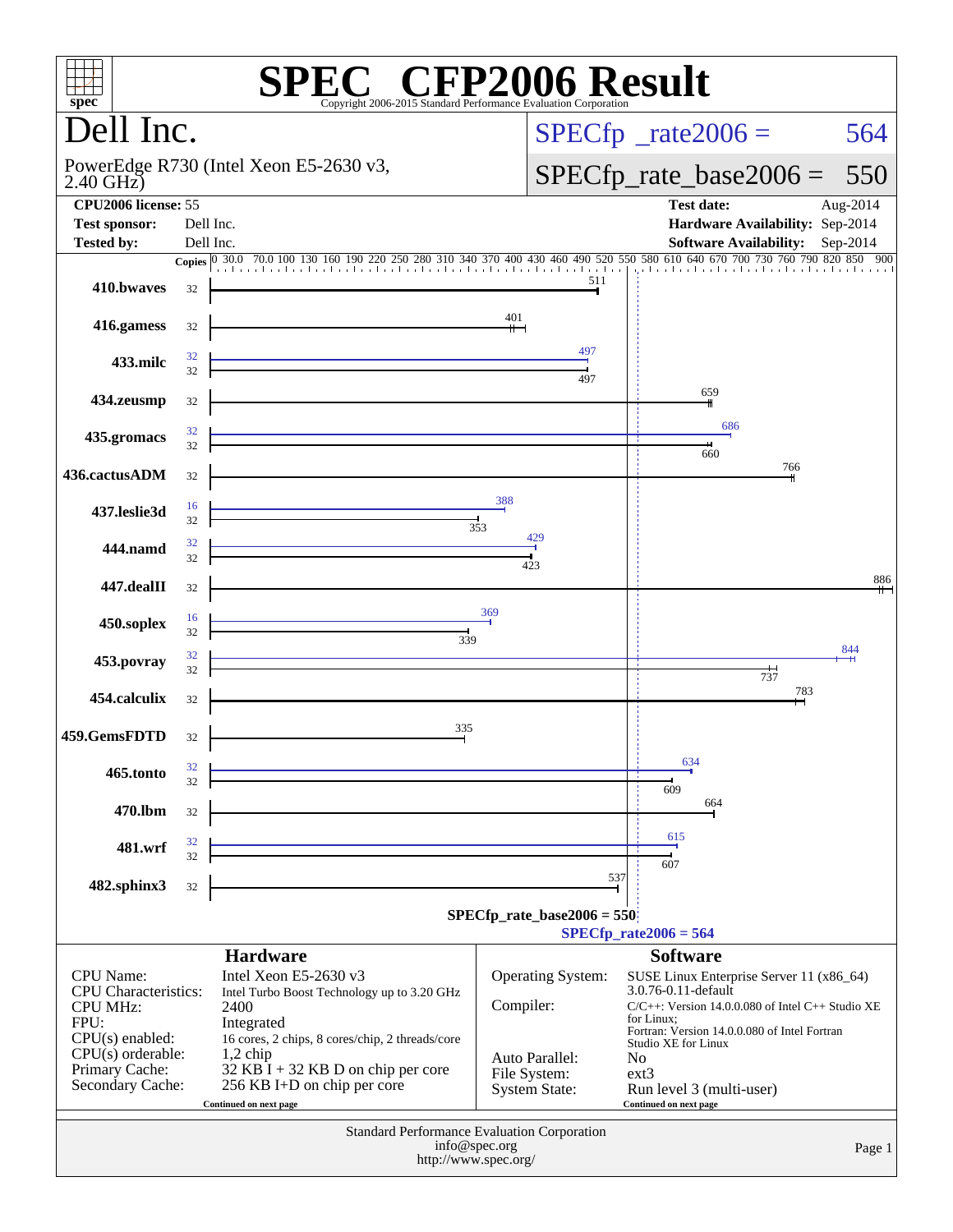# SPEC CFP2006 Result

Copyright 2006-2015 Standard Performance Evaluation Corporation

## Dell Inc.

PowerEdge R730 (Intel Xeon E5-2630 v3, 2.40 GHz)

SPECfp_rate2006 = 564

SPECfp_rate_base2006 = 550

| | | | |
|---|---|---|---|
| **CPU2006 license:** 55 | | **Test date:** | Aug-2014 |
| **Test sponsor:** | Dell Inc. | **Hardware Availability:** | Sep-2014 |
| **Tested by:** | Dell Inc. | **Software Availability:** | Sep-2014 |

| Benchmark | Copies (peak) | Copies (base) | Peak | Base |
|---|---|---|---|---|
| 410.bwaves | | 32 | | 511 |
| 416.gamess | | 32 | | 401 |
| 433.milc | 32 | 32 | 497 | 497 |
| 434.zeusmp | | 32 | | 659 |
| 435.gromacs | 32 | 32 | 686 | 660 |
| 436.cactusADM | | 32 | | 766 |
| 437.leslie3d | 16 | 32 | 388 | 353 |
| 444.namd | 32 | 32 | 429 | 423 |
| 447.dealII | | 32 | | 886 |
| 450.soplex | 16 | 32 | 369 | 339 |
| 453.povray | 32 | 32 | 844 | 737 |
| 454.calculix | | 32 | | 783 |
| 459.GemsFDTD | | 32 | | 335 |
| 465.tonto | 32 | 32 | 634 | 609 |
| 470.lbm | | 32 | | 664 |
| 481.wrf | 32 | 32 | 615 | 607 |
| 482.sphinx3 | | 32 | | 537 |

SPECfp_rate_base2006 = 550

SPECfp_rate2006 = 564

### Hardware

| | |
|---|---|
| CPU Name: | Intel Xeon E5-2630 v3 |
| CPU Characteristics: | Intel Turbo Boost Technology up to 3.20 GHz |
| CPU MHz: | 2400 |
| FPU: | Integrated |
| CPU(s) enabled: | 16 cores, 2 chips, 8 cores/chip, 2 threads/core |
| CPU(s) orderable: | 1,2 chip |
| Primary Cache: | 32 KB I + 32 KB D on chip per core |
| Secondary Cache: | 256 KB I+D on chip per core |

Continued on next page

### Software

| | |
|---|---|
| Operating System: | SUSE Linux Enterprise Server 11 (x86_64) 3.0.76-0.11-default |
| Compiler: | C/C++: Version 14.0.0.080 of Intel C++ Studio XE for Linux; Fortran: Version 14.0.0.080 of Intel Fortran Studio XE for Linux |
| Auto Parallel: | No |
| File System: | ext3 |
| System State: | Run level 3 (multi-user) |

Continued on next page

Standard Performance Evaluation Corporation
info@spec.org
http://www.spec.org/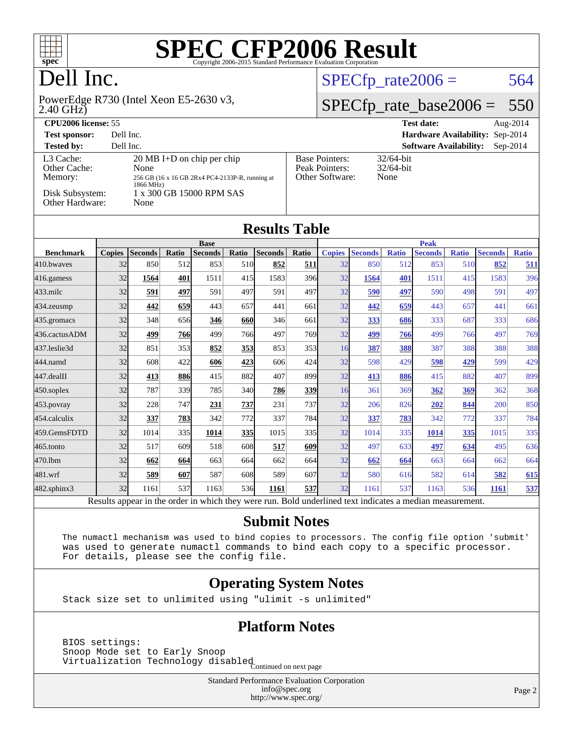# SPEC CFP2006 Result

Copyright 2006-2015 Standard Performance Evaluation Corporation

# Dell Inc.

PowerEdge R730 (Intel Xeon E5-2630 v3, 2.40 GHz)

SPECfp_rate2006 = 564

SPECfp_rate_base2006 = 550

**CPU2006 license:** 55
**Test sponsor:** Dell Inc.
**Tested by:** Dell Inc.

**Test date:** Aug-2014
**Hardware Availability:** Sep-2014
**Software Availability:** Sep-2014

| | |
|---|---|
| L3 Cache: | 20 MB I+D on chip per chip |
| Other Cache: | None |
| Memory: | 256 GB (16 x 16 GB 2Rx4 PC4-2133P-R, running at 1866 MHz) |
| Disk Subsystem: | 1 x 300 GB 15000 RPM SAS |
| Other Hardware: | None |

| | |
|---|---|
| Base Pointers: | 32/64-bit |
| Peak Pointers: | 32/64-bit |
| Other Software: | None |

## Results Table

| | Base | | | | | | | Peak | | | | | | |
|---|---|---|---|---|---|---|---|---|---|---|---|---|---|---|
| **Benchmark** | **Copies** | **Seconds** | **Ratio** | **Seconds** | **Ratio** | **Seconds** | **Ratio** | **Copies** | **Seconds** | **Ratio** | **Seconds** | **Ratio** | **Seconds** | **Ratio** |
| 410.bwaves | 32 | 850 | 512 | 853 | 510 | **852** | **511** | 32 | 850 | 512 | 853 | 510 | **852** | **511** |
| 416.gamess | 32 | **1564** | **401** | 1511 | 415 | 1583 | 396 | 32 | **1564** | **401** | 1511 | 415 | 1583 | 396 |
| 433.milc | 32 | **591** | **497** | 591 | 497 | 591 | 497 | 32 | **590** | **497** | 590 | 498 | 591 | 497 |
| 434.zeusmp | 32 | **442** | **659** | 443 | 657 | 441 | 661 | 32 | **442** | **659** | 443 | 657 | 441 | 661 |
| 435.gromacs | 32 | 348 | 656 | **346** | **660** | 346 | 661 | 32 | **333** | **686** | 333 | 687 | 333 | 686 |
| 436.cactusADM | 32 | **499** | **766** | 499 | 766 | 497 | 769 | 32 | **499** | **766** | 499 | 766 | 497 | 769 |
| 437.leslie3d | 32 | 851 | 353 | **852** | **353** | 853 | 353 | 16 | **387** | **388** | 387 | 388 | 388 | 388 |
| 444.namd | 32 | 608 | 422 | **606** | **423** | 606 | 424 | 32 | 598 | 429 | **598** | **429** | 599 | 429 |
| 447.dealII | 32 | **413** | **886** | 415 | 882 | 407 | 899 | 32 | **413** | **886** | 415 | 882 | 407 | 899 |
| 450.soplex | 32 | 787 | 339 | 785 | 340 | **786** | **339** | 16 | 361 | 369 | **362** | **369** | 362 | 368 |
| 453.povray | 32 | 228 | 747 | **231** | **737** | 231 | 737 | 32 | 206 | 826 | **202** | **844** | 200 | 850 |
| 454.calculix | 32 | **337** | **783** | 342 | 772 | 337 | 784 | 32 | **337** | **783** | 342 | 772 | 337 | 784 |
| 459.GemsFDTD | 32 | 1014 | 335 | **1014** | **335** | 1015 | 335 | 32 | 1014 | 335 | **1014** | **335** | 1015 | 335 |
| 465.tonto | 32 | 517 | 609 | 518 | 608 | **517** | **609** | 32 | 497 | 633 | **497** | **634** | 495 | 636 |
| 470.lbm | 32 | **662** | **664** | 663 | 664 | 662 | 664 | 32 | **662** | **664** | 663 | 664 | 662 | 664 |
| 481.wrf | 32 | **589** | **607** | 587 | 608 | 589 | 607 | 32 | 580 | 616 | 582 | 614 | **582** | **615** |
| 482.sphinx3 | 32 | 1161 | 537 | 1163 | 536 | **1161** | **537** | 32 | 1161 | 537 | 1163 | 536 | **1161** | **537** |

Results appear in the order in which they were run. Bold underlined text indicates a median measurement.

## Submit Notes

```
The numactl mechanism was used to bind copies to processors. The config file option 'submit'
was used to generate numactl commands to bind each copy to a specific processor.
For details, please see the config file.
```

## Operating System Notes

```
Stack size set to unlimited using "ulimit -s unlimited"
```

## Platform Notes

```
BIOS settings:
Snoop Mode set to Early Snoop
Virtualization Technology disabled
```

Continued on next page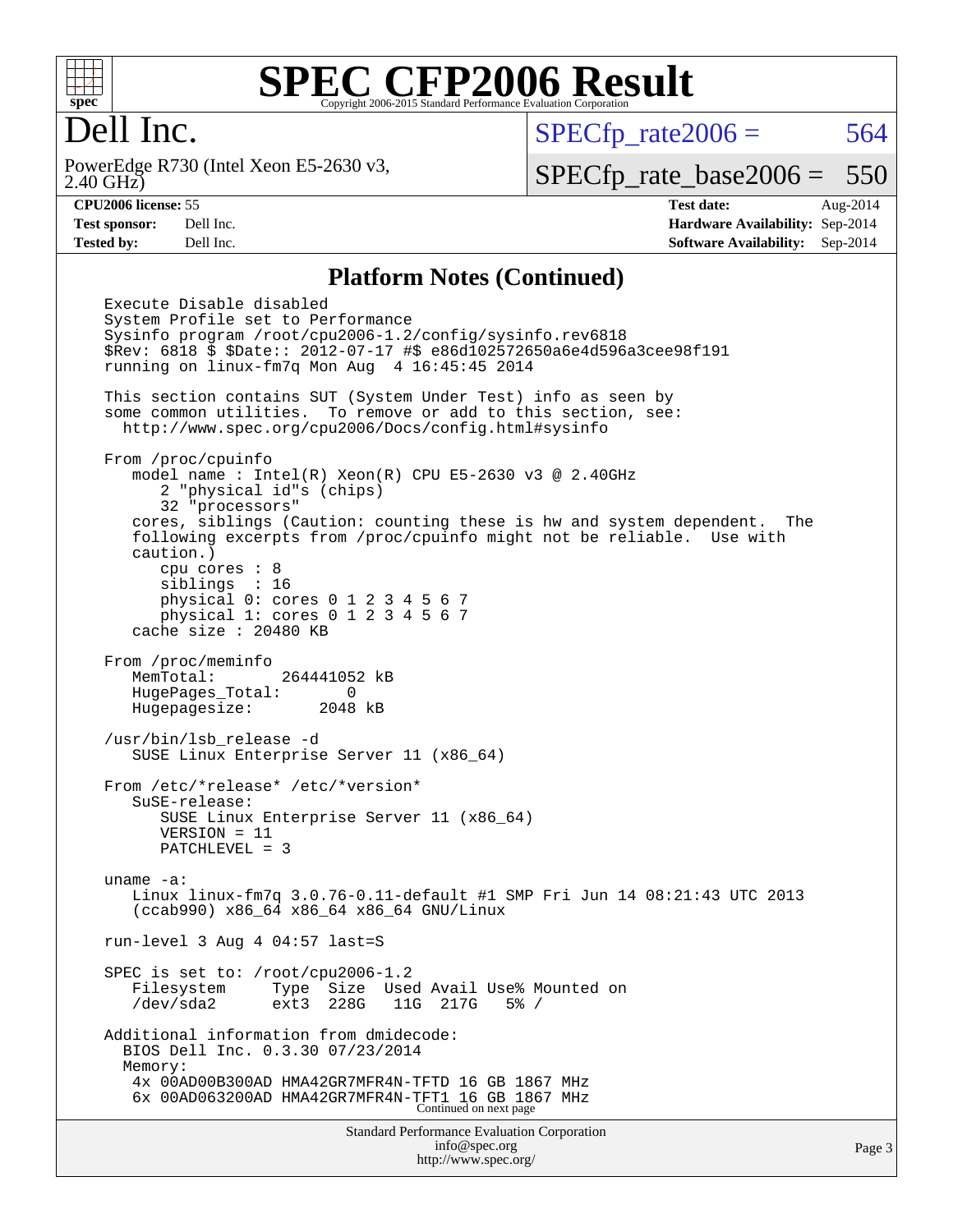# SPEC CFP2006 Result

Copyright 2006-2015 Standard Performance Evaluation Corporation

## Dell Inc.

PowerEdge R730 (Intel Xeon E5-2630 v3, 2.40 GHz)

SPECfp_rate2006 = 564

SPECfp_rate_base2006 = 550

| | | | |
|---|---|---|---|
| **CPU2006 license:** 55 | | **Test date:** | Aug-2014 |
| **Test sponsor:** | Dell Inc. | **Hardware Availability:** | Sep-2014 |
| **Tested by:** | Dell Inc. | **Software Availability:** | Sep-2014 |

### Platform Notes (Continued)

```
Execute Disable disabled
System Profile set to Performance
Sysinfo program /root/cpu2006-1.2/config/sysinfo.rev6818
$Rev: 6818 $ $Date:: 2012-07-17 #$ e86d102572650a6e4d596a3cee98f191
running on linux-fm7q Mon Aug  4 16:45:45 2014

This section contains SUT (System Under Test) info as seen by
some common utilities.  To remove or add to this section, see:
  http://www.spec.org/cpu2006/Docs/config.html#sysinfo

From /proc/cpuinfo
   model name : Intel(R) Xeon(R) CPU E5-2630 v3 @ 2.40GHz
      2 "physical id"s (chips)
      32 "processors"
   cores, siblings (Caution: counting these is hw and system dependent.  The
   following excerpts from /proc/cpuinfo might not be reliable.  Use with
   caution.)
      cpu cores : 8
      siblings  : 16
      physical 0: cores 0 1 2 3 4 5 6 7
      physical 1: cores 0 1 2 3 4 5 6 7
   cache size : 20480 KB

From /proc/meminfo
   MemTotal:       264441052 kB
   HugePages_Total:       0
   Hugepagesize:       2048 kB

/usr/bin/lsb_release -d
   SUSE Linux Enterprise Server 11 (x86_64)

From /etc/*release* /etc/*version*
   SuSE-release:
      SUSE Linux Enterprise Server 11 (x86_64)
      VERSION = 11
      PATCHLEVEL = 3

uname -a:
   Linux linux-fm7q 3.0.76-0.11-default #1 SMP Fri Jun 14 08:21:43 UTC 2013
   (ccab990) x86_64 x86_64 x86_64 GNU/Linux

run-level 3 Aug 4 04:57 last=S

SPEC is set to: /root/cpu2006-1.2
   Filesystem     Type  Size  Used Avail Use% Mounted on
   /dev/sda2      ext3  228G   11G  217G   5% /

Additional information from dmidecode:
  BIOS Dell Inc. 0.3.30 07/23/2014
  Memory:
   4x 00AD00B300AD HMA42GR7MFR4N-TFTD 16 GB 1867 MHz
   6x 00AD063200AD HMA42GR7MFR4N-TFT1 16 GB 1867 MHz
```

Continued on next page

Standard Performance Evaluation Corporation
info@spec.org
http://www.spec.org/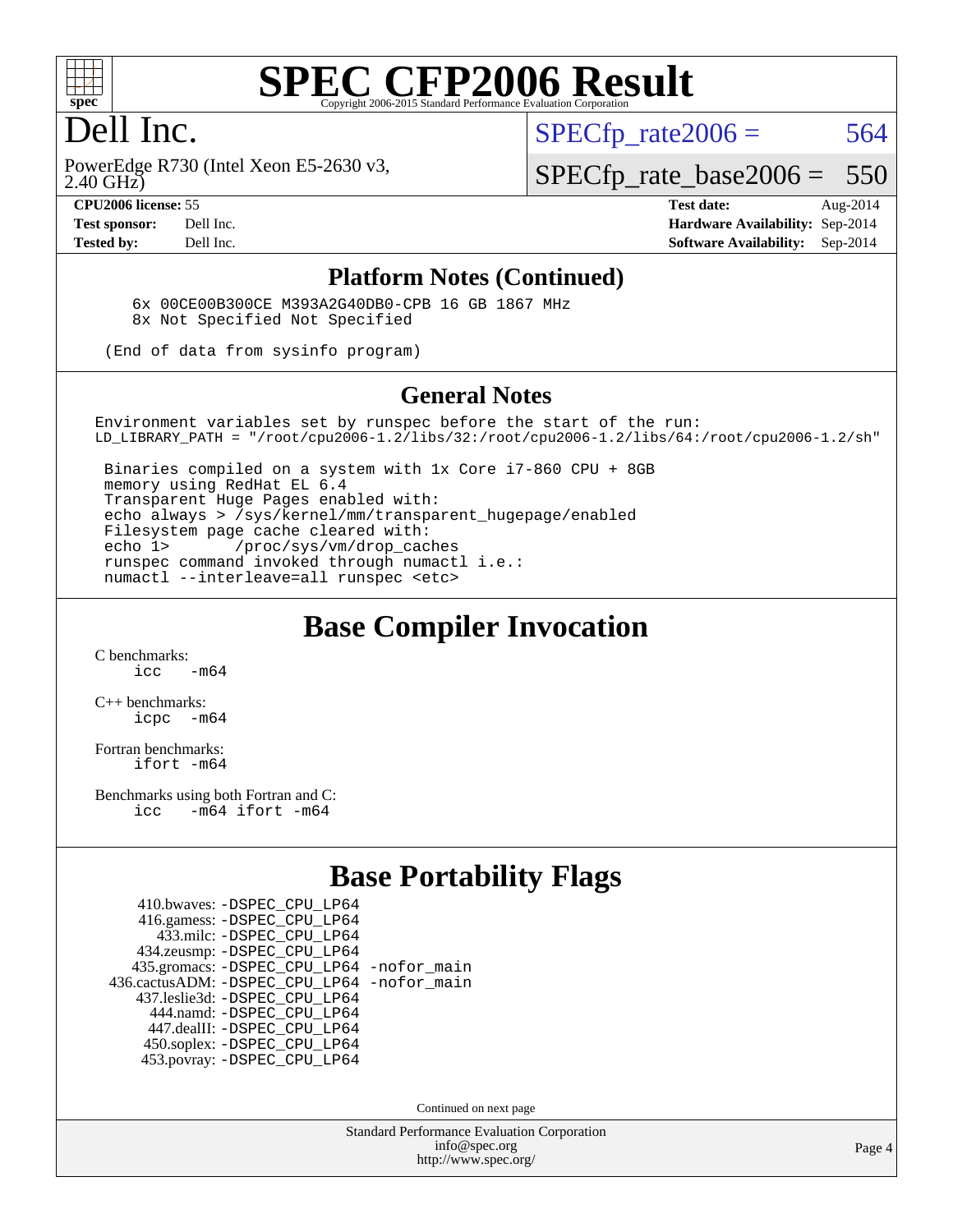# SPEC CFP2006 Result

Copyright 2006-2015 Standard Performance Evaluation Corporation

## Dell Inc.

PowerEdge R730 (Intel Xeon E5-2630 v3, 2.40 GHz)

SPECfp_rate2006 = 564

SPECfp_rate_base2006 = 550

| | | | |
|---|---|---|---|
| **CPU2006 license:** | 55 | **Test date:** | Aug-2014 |
| **Test sponsor:** | Dell Inc. | **Hardware Availability:** | Sep-2014 |
| **Tested by:** | Dell Inc. | **Software Availability:** | Sep-2014 |

### Platform Notes (Continued)

```
6x 00CE00B300CE M393A2G40DB0-CPB 16 GB 1867 MHz
8x Not Specified Not Specified

(End of data from sysinfo program)
```

### General Notes

```
Environment variables set by runspec before the start of the run:
LD_LIBRARY_PATH = "/root/cpu2006-1.2/libs/32:/root/cpu2006-1.2/libs/64:/root/cpu2006-1.2/sh"

 Binaries compiled on a system with 1x Core i7-860 CPU + 8GB
 memory using RedHat EL 6.4
 Transparent Huge Pages enabled with:
 echo always > /sys/kernel/mm/transparent_hugepage/enabled
 Filesystem page cache cleared with:
 echo 1>       /proc/sys/vm/drop_caches
 runspec command invoked through numactl i.e.:
 numactl --interleave=all runspec <etc>
```

## Base Compiler Invocation

C benchmarks:
`icc -m64`

C++ benchmarks:
`icpc -m64`

Fortran benchmarks:
`ifort -m64`

Benchmarks using both Fortran and C:
`icc -m64 ifort -m64`

## Base Portability Flags

| Benchmark | Flags |
|---|---|
| 410.bwaves: | -DSPEC_CPU_LP64 |
| 416.gamess: | -DSPEC_CPU_LP64 |
| 433.milc: | -DSPEC_CPU_LP64 |
| 434.zeusmp: | -DSPEC_CPU_LP64 |
| 435.gromacs: | -DSPEC_CPU_LP64 -nofor_main |
| 436.cactusADM: | -DSPEC_CPU_LP64 -nofor_main |
| 437.leslie3d: | -DSPEC_CPU_LP64 |
| 444.namd: | -DSPEC_CPU_LP64 |
| 447.dealII: | -DSPEC_CPU_LP64 |
| 450.soplex: | -DSPEC_CPU_LP64 |
| 453.povray: | -DSPEC_CPU_LP64 |

Continued on next page

Standard Performance Evaluation Corporation
info@spec.org
http://www.spec.org/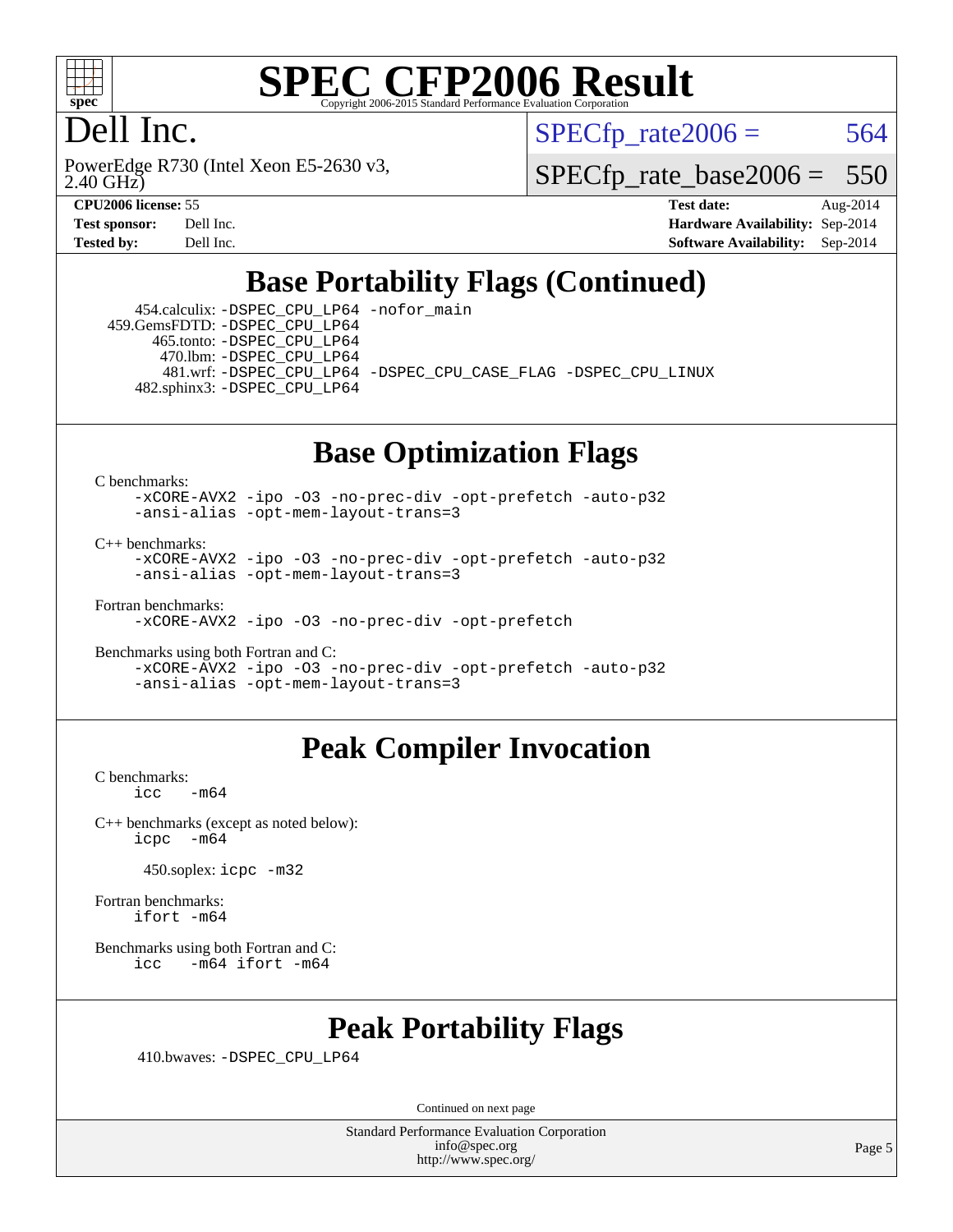# Dell Inc.

PowerEdge R730 (Intel Xeon E5-2630 v3, 2.40 GHz)

SPECfp_rate2006 = 564

SPECfp_rate_base2006 = 550

**CPU2006 license:** 55
**Test sponsor:** Dell Inc.
**Tested by:** Dell Inc.

**Test date:** Aug-2014
**Hardware Availability:** Sep-2014
**Software Availability:** Sep-2014

## Base Portability Flags (Continued)

454.calculix: -DSPEC_CPU_LP64 -nofor_main
459.GemsFDTD: -DSPEC_CPU_LP64
465.tonto: -DSPEC_CPU_LP64
470.lbm: -DSPEC_CPU_LP64
481.wrf: -DSPEC_CPU_LP64 -DSPEC_CPU_CASE_FLAG -DSPEC_CPU_LINUX
482.sphinx3: -DSPEC_CPU_LP64

## Base Optimization Flags

C benchmarks:
-xCORE-AVX2 -ipo -O3 -no-prec-div -opt-prefetch -auto-p32
-ansi-alias -opt-mem-layout-trans=3

C++ benchmarks:
-xCORE-AVX2 -ipo -O3 -no-prec-div -opt-prefetch -auto-p32
-ansi-alias -opt-mem-layout-trans=3

Fortran benchmarks:
-xCORE-AVX2 -ipo -O3 -no-prec-div -opt-prefetch

Benchmarks using both Fortran and C:
-xCORE-AVX2 -ipo -O3 -no-prec-div -opt-prefetch -auto-p32
-ansi-alias -opt-mem-layout-trans=3

## Peak Compiler Invocation

C benchmarks:
icc -m64

C++ benchmarks (except as noted below):
icpc -m64

450.soplex: icpc -m32

Fortran benchmarks:
ifort -m64

Benchmarks using both Fortran and C:
icc -m64 ifort -m64

## Peak Portability Flags

410.bwaves: -DSPEC_CPU_LP64

Continued on next page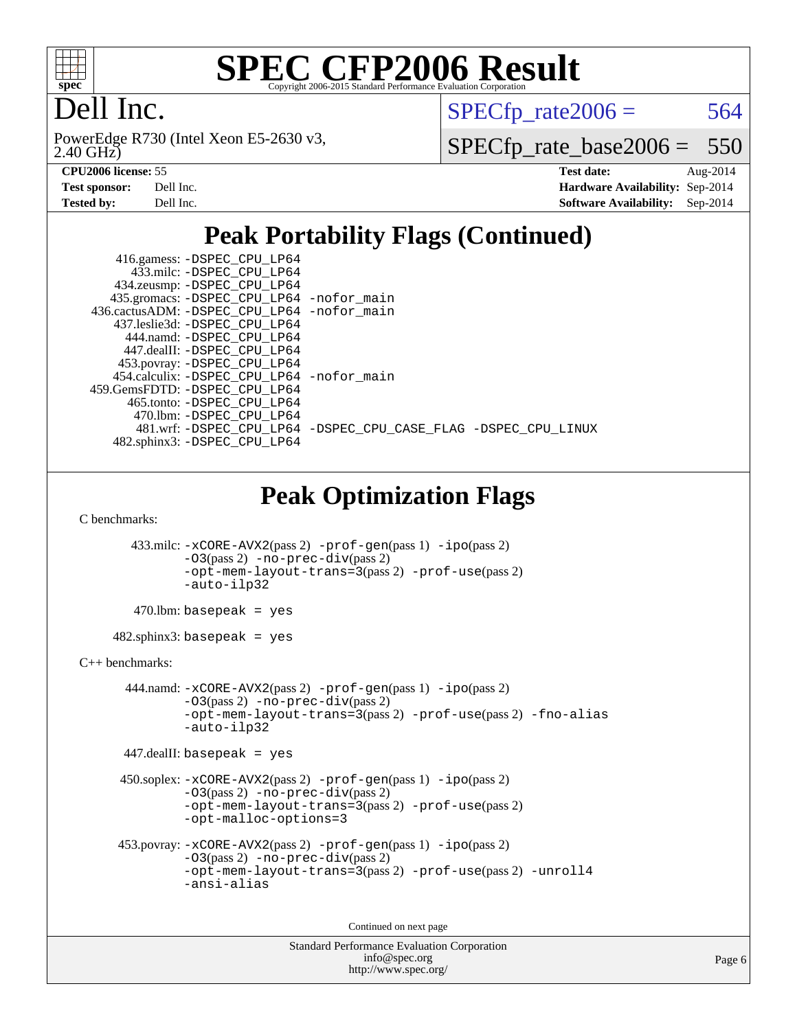# SPEC CFP2006 Result

Copyright 2006-2015 Standard Performance Evaluation Corporation

# Dell Inc.

PowerEdge R730 (Intel Xeon E5-2630 v3, 2.40 GHz)

SPECfp_rate2006 = 564

SPECfp_rate_base2006 = 550

| **CPU2006 license:** 55 | **Test date:** Aug-2014 |
|---|---|
| **Test sponsor:** Dell Inc. | **Hardware Availability:** Sep-2014 |
| **Tested by:** Dell Inc. | **Software Availability:** Sep-2014 |

## Peak Portability Flags (Continued)

416.gamess: -DSPEC_CPU_LP64
433.milc: -DSPEC_CPU_LP64
434.zeusmp: -DSPEC_CPU_LP64
435.gromacs: -DSPEC_CPU_LP64 -nofor_main
436.cactusADM: -DSPEC_CPU_LP64 -nofor_main
437.leslie3d: -DSPEC_CPU_LP64
444.namd: -DSPEC_CPU_LP64
447.dealII: -DSPEC_CPU_LP64
453.povray: -DSPEC_CPU_LP64
454.calculix: -DSPEC_CPU_LP64 -nofor_main
459.GemsFDTD: -DSPEC_CPU_LP64
465.tonto: -DSPEC_CPU_LP64
470.lbm: -DSPEC_CPU_LP64
481.wrf: -DSPEC_CPU_LP64 -DSPEC_CPU_CASE_FLAG -DSPEC_CPU_LINUX
482.sphinx3: -DSPEC_CPU_LP64

## Peak Optimization Flags

C benchmarks:

433.milc: -xCORE-AVX2(pass 2) -prof-gen(pass 1) -ipo(pass 2) -O3(pass 2) -no-prec-div(pass 2) -opt-mem-layout-trans=3(pass 2) -prof-use(pass 2) -auto-ilp32

470.lbm: basepeak = yes

482.sphinx3: basepeak = yes

C++ benchmarks:

444.namd: -xCORE-AVX2(pass 2) -prof-gen(pass 1) -ipo(pass 2) -O3(pass 2) -no-prec-div(pass 2) -opt-mem-layout-trans=3(pass 2) -prof-use(pass 2) -fno-alias -auto-ilp32

447.dealII: basepeak = yes

450.soplex: -xCORE-AVX2(pass 2) -prof-gen(pass 1) -ipo(pass 2) -O3(pass 2) -no-prec-div(pass 2) -opt-mem-layout-trans=3(pass 2) -prof-use(pass 2) -opt-malloc-options=3

453.povray: -xCORE-AVX2(pass 2) -prof-gen(pass 1) -ipo(pass 2) -O3(pass 2) -no-prec-div(pass 2) -opt-mem-layout-trans=3(pass 2) -prof-use(pass 2) -unroll4 -ansi-alias

Continued on next page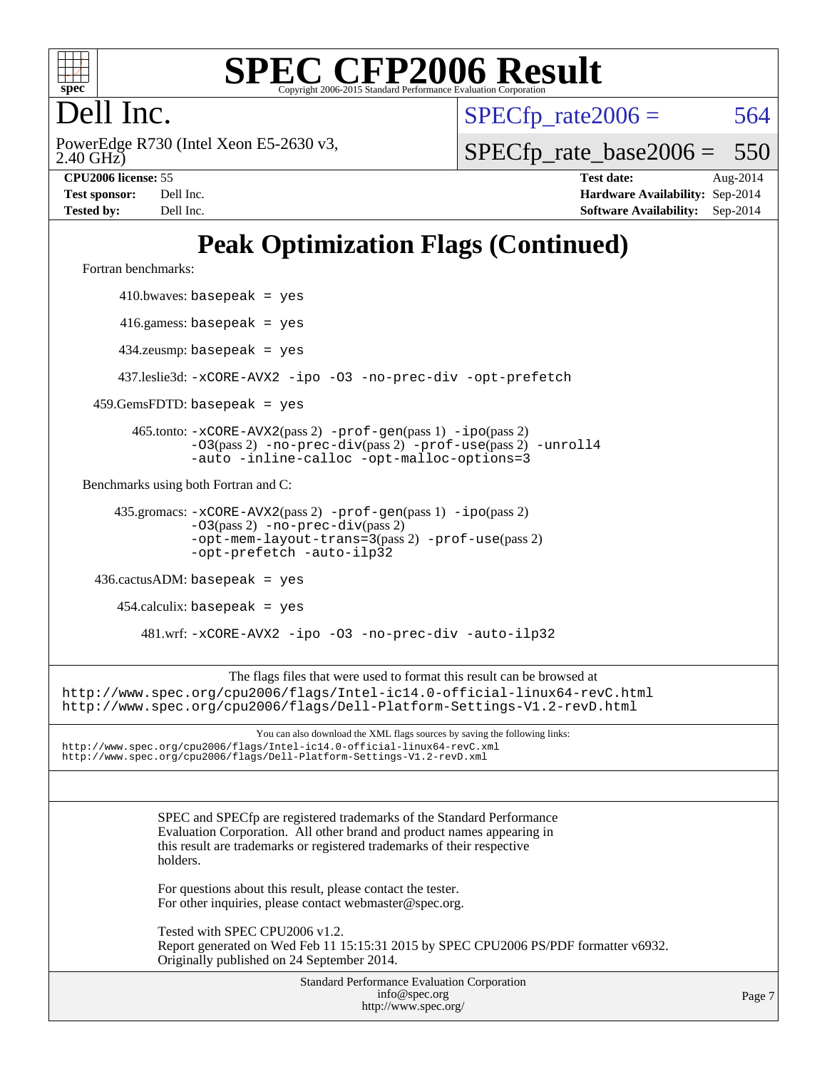# Peak Optimization Flags (Continued)

Fortran benchmarks:

410.bwaves: basepeak = yes

416.gamess: basepeak = yes

434.zeusmp: basepeak = yes

437.leslie3d: -xCORE-AVX2 -ipo -O3 -no-prec-div -opt-prefetch

459.GemsFDTD: basepeak = yes

465.tonto: -xCORE-AVX2(pass 2) -prof-gen(pass 1) -ipo(pass 2) -O3(pass 2) -no-prec-div(pass 2) -prof-use(pass 2) -unroll4 -auto -inline-calloc -opt-malloc-options=3

Benchmarks using both Fortran and C:

435.gromacs: -xCORE-AVX2(pass 2) -prof-gen(pass 1) -ipo(pass 2) -O3(pass 2) -no-prec-div(pass 2) -opt-mem-layout-trans=3(pass 2) -prof-use(pass 2) -opt-prefetch -auto-ilp32

436.cactusADM: basepeak = yes

454.calculix: basepeak = yes

481.wrf: -xCORE-AVX2 -ipo -O3 -no-prec-div -auto-ilp32

The flags files that were used to format this result can be browsed at
http://www.spec.org/cpu2006/flags/Intel-ic14.0-official-linux64-revC.html
http://www.spec.org/cpu2006/flags/Dell-Platform-Settings-V1.2-revD.html

You can also download the XML flags sources by saving the following links:
http://www.spec.org/cpu2006/flags/Intel-ic14.0-official-linux64-revC.xml
http://www.spec.org/cpu2006/flags/Dell-Platform-Settings-V1.2-revD.xml

SPEC and SPECfp are registered trademarks of the Standard Performance Evaluation Corporation. All other brand and product names appearing in this result are trademarks or registered trademarks of their respective holders.

For questions about this result, please contact the tester.
For other inquiries, please contact webmaster@spec.org.

Tested with SPEC CPU2006 v1.2.
Report generated on Wed Feb 11 15:15:31 2015 by SPEC CPU2006 PS/PDF formatter v6932.
Originally published on 24 September 2014.